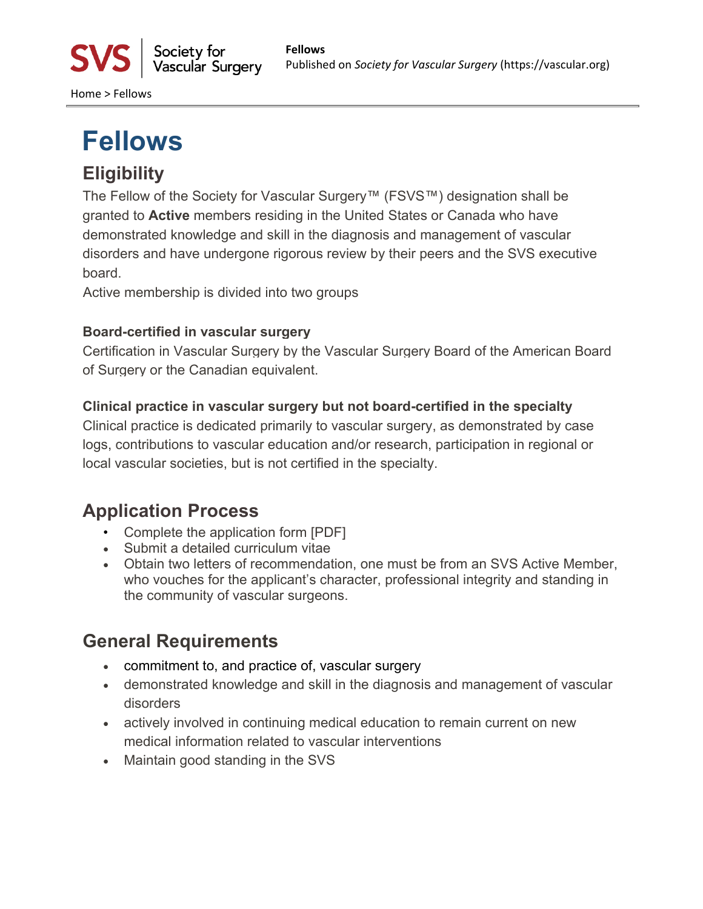Home > Fellows

# Fellows

## Eligibility

The Fellow of the Society for Vascular Surgery™ (FSVS™) designation shall be granted to **Active** members residing in the United States or Canada who have demonstrated knowledge and skill in the diagnosis and management of vascular disorders and have undergone rigorous review by their peers and the SVS executive board.

Active membership is divided into two groups

**Board-certified in vascular surgery**

Certification in Vascular Surgery by the Vascular Surgery Board of the American Board of Surgery or the Canadian equivalent.

**Clinical practice in vascular surgery but not board-certified in the specialty**

Clinical practice is dedicated primarily to vascular surgery, as demonstrated by case logs, contributions to vascular education and/or research, participation in regional or local vascular societies, but is not certified in the specialty.

## Application Process

- Complete the application form [PDF]
- Submit a detailed curriculum vitae
- Obtain two letters of recommendation, one must be from an SVS Active Member, who vouches for the applicant's character, professional integrity and standing in the community of vascular surgeons.

## General Requirements

- commitment to, and practice of, vascular surgery
- demonstrated knowledge and skill in the diagnosis and management of vascular disorders
- actively involved in continuing medical education to remain current on new medical information related to vascular interventions
- Maintain good standing in the SVS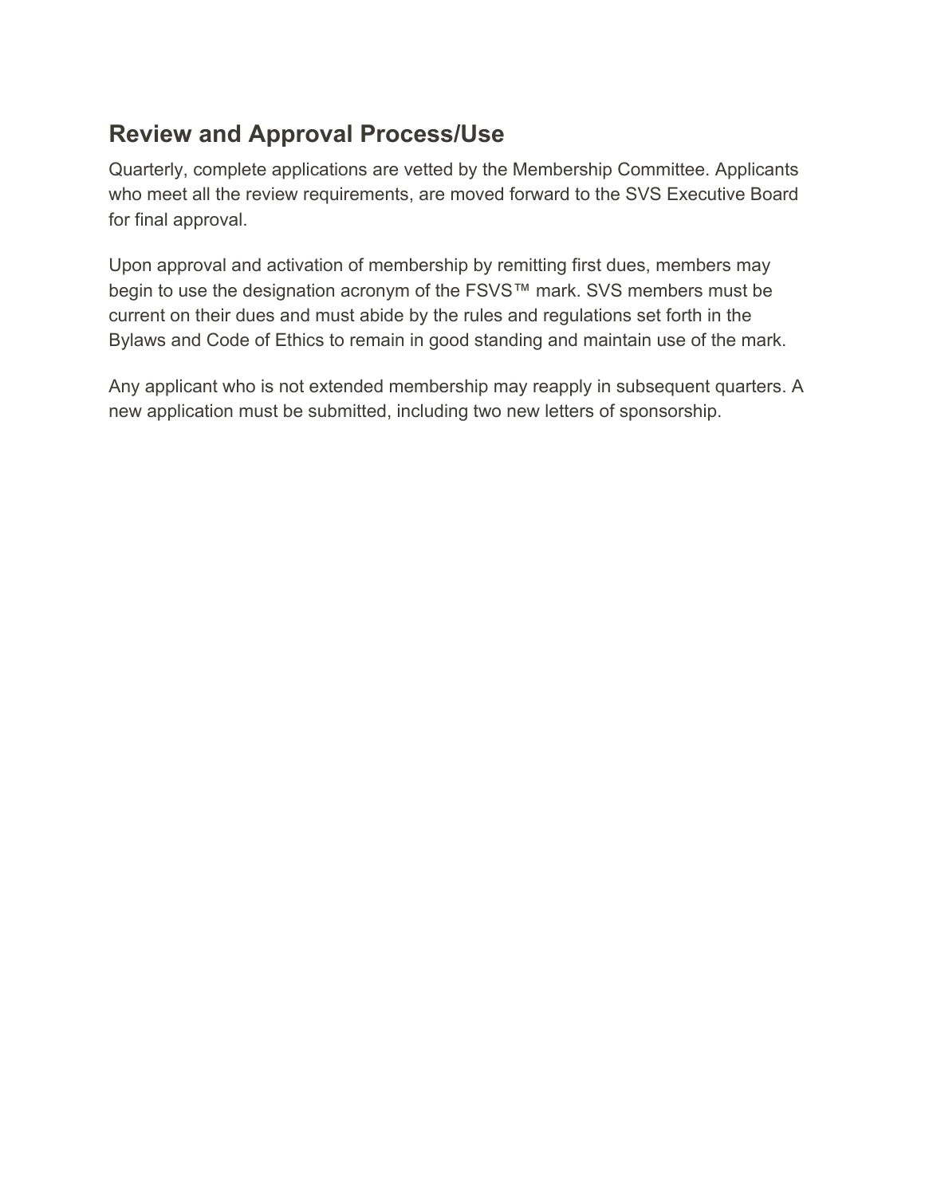## Review and Approval Process/Use

Quarterly, complete applications are vetted by the Membership Committee. Applicants who meet all the review requirements, are moved forward to the SVS Executive Board for final approval.

Upon approval and activation of membership by remitting first dues, members may begin to use the designation acronym of the FSVS™ mark. SVS members must be current on their dues and must abide by the rules and regulations set forth in the Bylaws and Code of Ethics to remain in good standing and maintain use of the mark.

Any applicant who is not extended membership may reapply in subsequent quarters. A new application must be submitted, including two new letters of sponsorship.